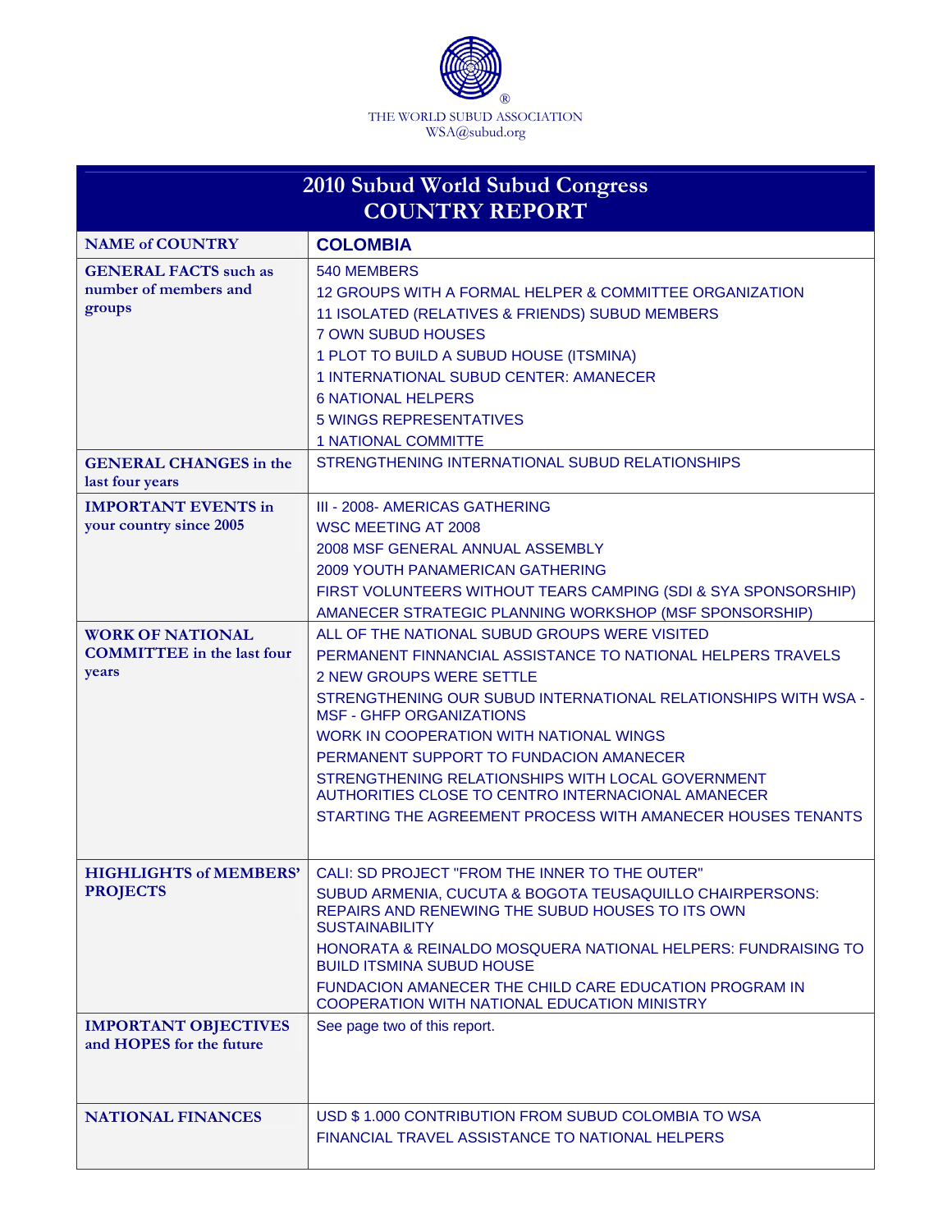THE WORLD SUBUD ASSOCIATION
WSA@subud.org

| 2010 Subud World Subud Congress COUNTRY REPORT | |
|---|---|
| **NAME of COUNTRY** | **COLOMBIA** |
| **GENERAL FACTS** such as number of members and groups | 540 MEMBERS<br>12 GROUPS WITH A FORMAL HELPER & COMMITTEE ORGANIZATION<br>11 ISOLATED (RELATIVES & FRIENDS) SUBUD MEMBERS<br>7 OWN SUBUD HOUSES<br>1 PLOT TO BUILD A SUBUD HOUSE (ITSMINA)<br>1 INTERNATIONAL SUBUD CENTER: AMANECER<br>6 NATIONAL HELPERS<br>5 WINGS REPRESENTATIVES<br>1 NATIONAL COMMITTE |
| **GENERAL CHANGES** in the last four years | STRENGTHENING INTERNATIONAL SUBUD RELATIONSHIPS |
| **IMPORTANT EVENTS** in your country since 2005 | III - 2008- AMERICAS GATHERING<br>WSC MEETING AT 2008<br>2008 MSF GENERAL ANNUAL ASSEMBLY<br>2009 YOUTH PANAMERICAN GATHERING<br>FIRST VOLUNTEERS WITHOUT TEARS CAMPING (SDI & SYA SPONSORSHIP)<br>AMANECER STRATEGIC PLANNING WORKSHOP (MSF SPONSORSHIP) |
| **WORK OF NATIONAL COMMITTEE** in the last four years | ALL OF THE NATIONAL SUBUD GROUPS WERE VISITED<br>PERMANENT FINNANCIAL ASSISTANCE TO NATIONAL HELPERS TRAVELS<br>2 NEW GROUPS WERE SETTLE<br>STRENGTHENING OUR SUBUD INTERNATIONAL RELATIONSHIPS WITH WSA - MSF - GHFP ORGANIZATIONS<br>WORK IN COOPERATION WITH NATIONAL WINGS<br>PERMANENT SUPPORT TO FUNDACION AMANECER<br>STRENGTHENING RELATIONSHIPS WITH LOCAL GOVERNMENT AUTHORITIES CLOSE TO CENTRO INTERNACIONAL AMANECER<br>STARTING THE AGREEMENT PROCESS WITH AMANECER HOUSES TENANTS |
| **HIGHLIGHTS of MEMBERS' PROJECTS** | CALI: SD PROJECT "FROM THE INNER TO THE OUTER"<br>SUBUD ARMENIA, CUCUTA & BOGOTA TEUSAQUILLO CHAIRPERSONS: REPAIRS AND RENEWING THE SUBUD HOUSES TO ITS OWN SUSTAINABILITY<br>HONORATA & REINALDO MOSQUERA NATIONAL HELPERS: FUNDRAISING TO BUILD ITSMINA SUBUD HOUSE<br>FUNDACION AMANECER THE CHILD CARE EDUCATION PROGRAM IN COOPERATION WITH NATIONAL EDUCATION MINISTRY |
| **IMPORTANT OBJECTIVES and HOPES for the future** | See page two of this report. |
| **NATIONAL FINANCES** | USD $ 1.000 CONTRIBUTION FROM SUBUD COLOMBIA TO WSA<br>FINANCIAL TRAVEL ASSISTANCE TO NATIONAL HELPERS |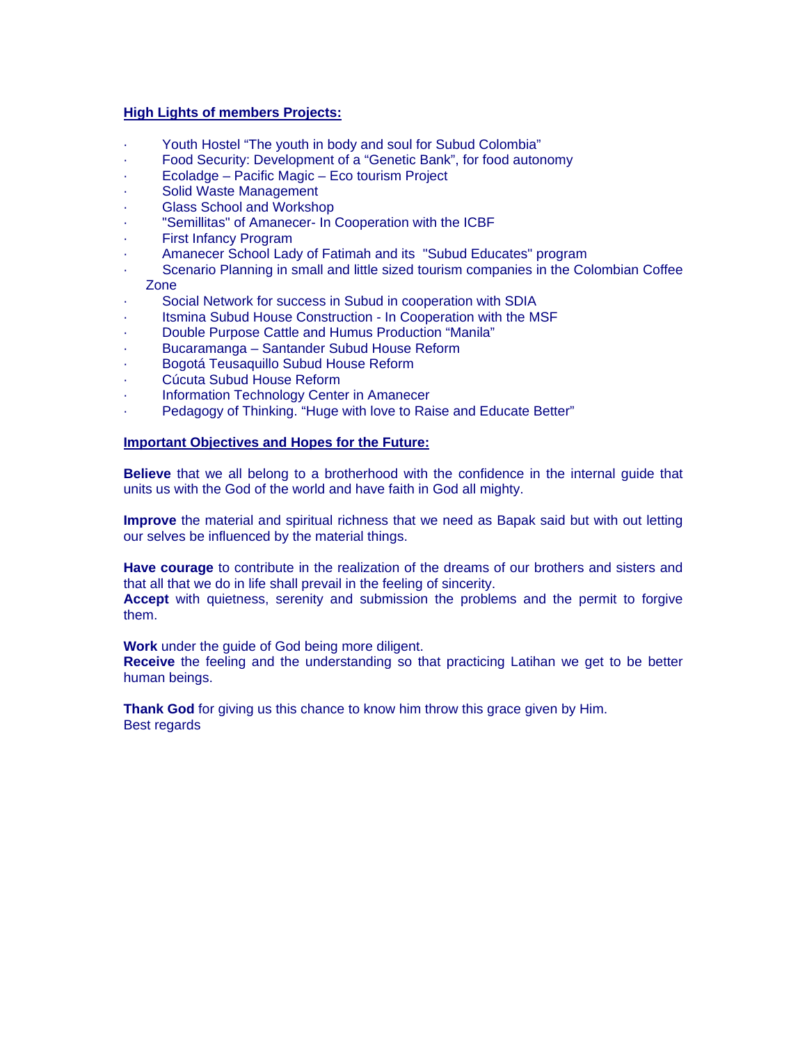**High Lights of members Projects:**

- Youth Hostel "The youth in body and soul for Subud Colombia"
- Food Security: Development of a "Genetic Bank", for food autonomy
- Ecoladge – Pacific Magic – Eco tourism Project
- Solid Waste Management
- Glass School and Workshop
- "Semillitas" of Amanecer- In Cooperation with the ICBF
- First Infancy Program
- Amanecer School Lady of Fatimah and its "Subud Educates" program
- Scenario Planning in small and little sized tourism companies in the Colombian Coffee Zone
- Social Network for success in Subud in cooperation with SDIA
- Itsmina Subud House Construction - In Cooperation with the MSF
- Double Purpose Cattle and Humus Production "Manila"
- Bucaramanga – Santander Subud House Reform
- Bogotá Teusaquillo Subud House Reform
- Cúcuta Subud House Reform
- Information Technology Center in Amanecer
- Pedagogy of Thinking. "Huge with love to Raise and Educate Better"

**Important Objectives and Hopes for the Future:**

**Believe** that we all belong to a brotherhood with the confidence in the internal guide that units us with the God of the world and have faith in God all mighty.

**Improve** the material and spiritual richness that we need as Bapak said but with out letting our selves be influenced by the material things.

**Have courage** to contribute in the realization of the dreams of our brothers and sisters and that all that we do in life shall prevail in the feeling of sincerity.
**Accept** with quietness, serenity and submission the problems and the permit to forgive them.

**Work** under the guide of God being more diligent.
**Receive** the feeling and the understanding so that practicing Latihan we get to be better human beings.

**Thank God** for giving us this chance to know him throw this grace given by Him.
Best regards